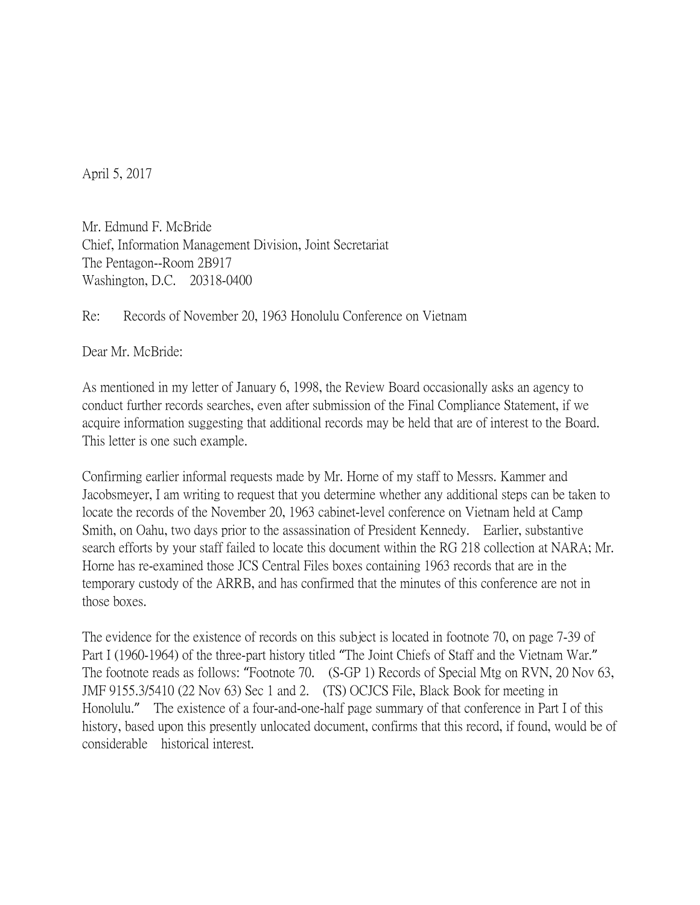April 5, 2017

Mr. Edmund F. McBride  
Chief, Information Management Division, Joint Secretariat  
The Pentagon--Room 2B917  
Washington, D.C. 20318-0400

Re: Records of November 20, 1963 Honolulu Conference on Vietnam

Dear Mr. McBride:

As mentioned in my letter of January 6, 1998, the Review Board occasionally asks an agency to conduct further records searches, even after submission of the Final Compliance Statement, if we acquire information suggesting that additional records may be held that are of interest to the Board. This letter is one such example.

Confirming earlier informal requests made by Mr. Horne of my staff to Messrs. Kammer and Jacobsmeyer, I am writing to request that you determine whether any additional steps can be taken to locate the records of the November 20, 1963 cabinet-level conference on Vietnam held at Camp Smith, on Oahu, two days prior to the assassination of President Kennedy. Earlier, substantive search efforts by your staff failed to locate this document within the RG 218 collection at NARA; Mr. Horne has re-examined those JCS Central Files boxes containing 1963 records that are in the temporary custody of the ARRB, and has confirmed that the minutes of this conference are not in those boxes.

The evidence for the existence of records on this subject is located in footnote 70, on page 7-39 of Part I (1960-1964) of the three-part history titled "The Joint Chiefs of Staff and the Vietnam War." The footnote reads as follows: "Footnote 70. (S-GP 1) Records of Special Mtg on RVN, 20 Nov 63, JMF 9155.3/5410 (22 Nov 63) Sec 1 and 2. (TS) OCJCS File, Black Book for meeting in Honolulu." The existence of a four-and-one-half page summary of that conference in Part I of this history, based upon this presently unlocated document, confirms that this record, if found, would be of considerable historical interest.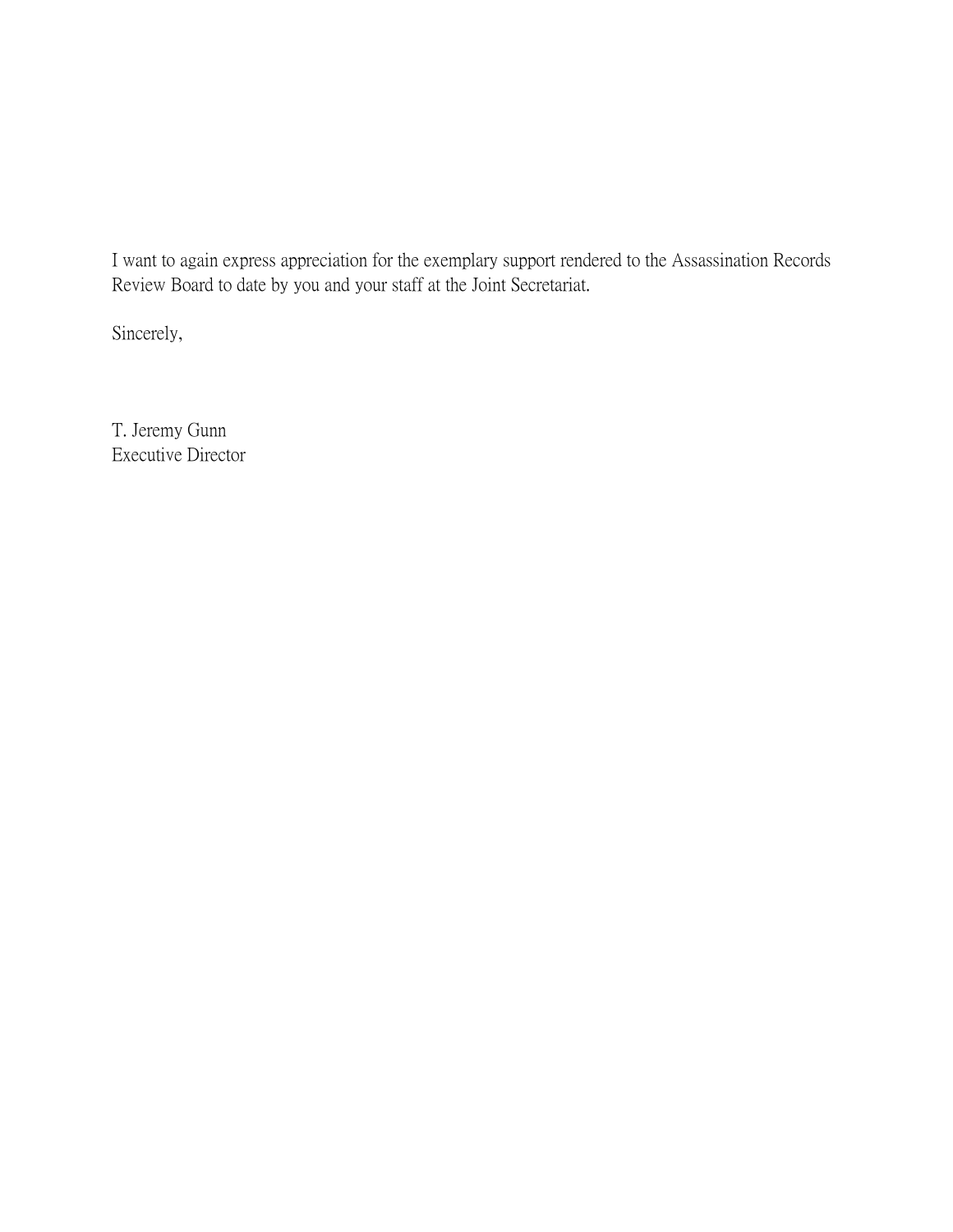I want to again express appreciation for the exemplary support rendered to the Assassination Records Review Board to date by you and your staff at the Joint Secretariat.

Sincerely,

T. Jeremy Gunn
Executive Director